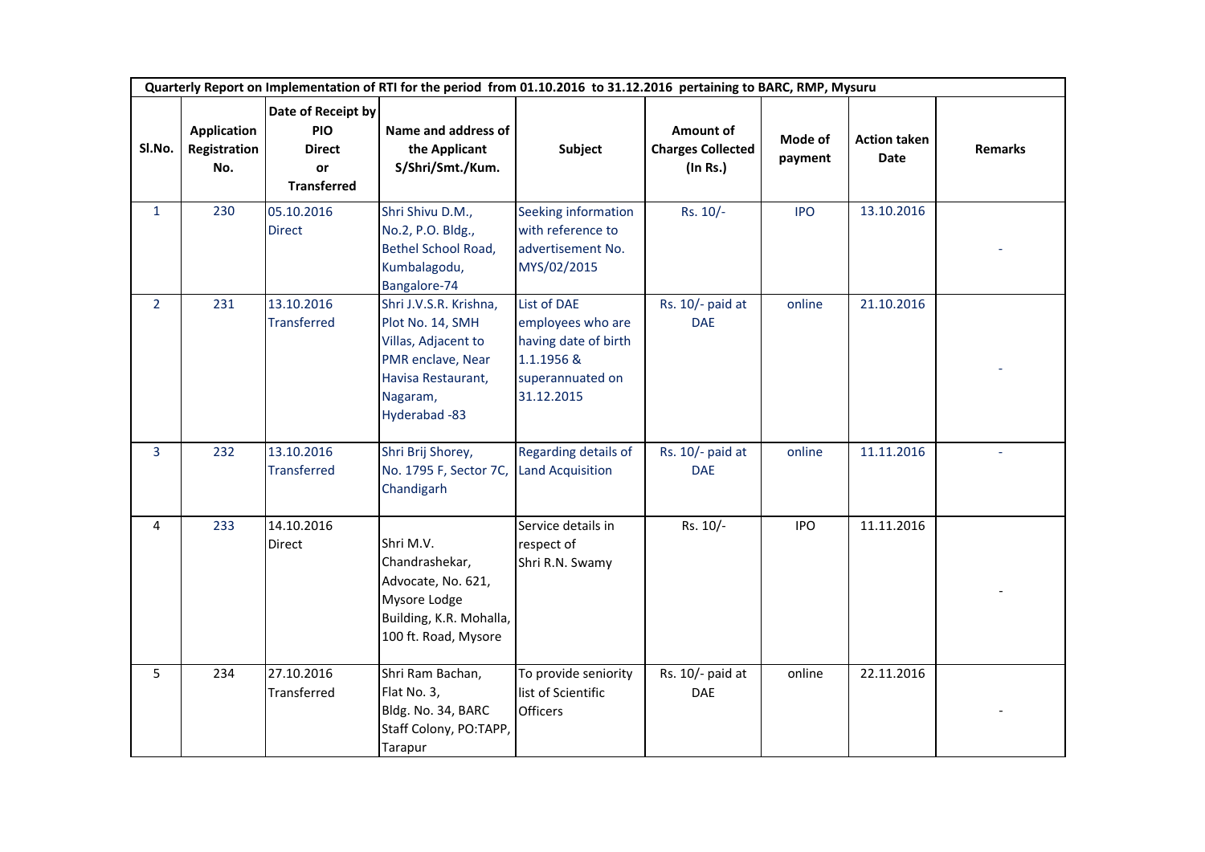| Quarterly Report on Implementation of RTI for the period from 01.10.2016 to 31.12.2016 pertaining to BARC, RMP, Mysuru | | | | | | | | |
|---|---|---|---|---|---|---|---|---|
| **Sl.No.** | **Application Registration No.** | **Date of Receipt by PIO Direct or Transferred** | **Name and address of the Applicant S/Shri/Smt./Kum.** | **Subject** | **Amount of Charges Collected (In Rs.)** | **Mode of payment** | **Action taken Date** | **Remarks** |
| 1 | 230 | 05.10.2016 Direct | Shri Shivu D.M., No.2, P.O. Bldg., Bethel School Road, Kumbalagodu, Bangalore-74 | Seeking information with reference to advertisement No. MYS/02/2015 | Rs. 10/- | IPO | 13.10.2016 | - |
| 2 | 231 | 13.10.2016 Transferred | Shri J.V.S.R. Krishna, Plot No. 14, SMH Villas, Adjacent to PMR enclave, Near Havisa Restaurant, Nagaram, Hyderabad -83 | List of DAE employees who are having date of birth 1.1.1956 & superannuated on 31.12.2015 | Rs. 10/- paid at DAE | online | 21.10.2016 | - |
| 3 | 232 | 13.10.2016 Transferred | Shri Brij Shorey, No. 1795 F, Sector 7C, Chandigarh | Regarding details of Land Acquisition | Rs. 10/- paid at DAE | online | 11.11.2016 | - |
| 4 | 233 | 14.10.2016 Direct | Shri M.V. Chandrashekar, Advocate, No. 621, Mysore Lodge Building, K.R. Mohalla, 100 ft. Road, Mysore | Service details in respect of Shri R.N. Swamy | Rs. 10/- | IPO | 11.11.2016 | - |
| 5 | 234 | 27.10.2016 Transferred | Shri Ram Bachan, Flat No. 3, Bldg. No. 34, BARC Staff Colony, PO:TAPP, Tarapur | To provide seniority list of Scientific Officers | Rs. 10/- paid at DAE | online | 22.11.2016 | - |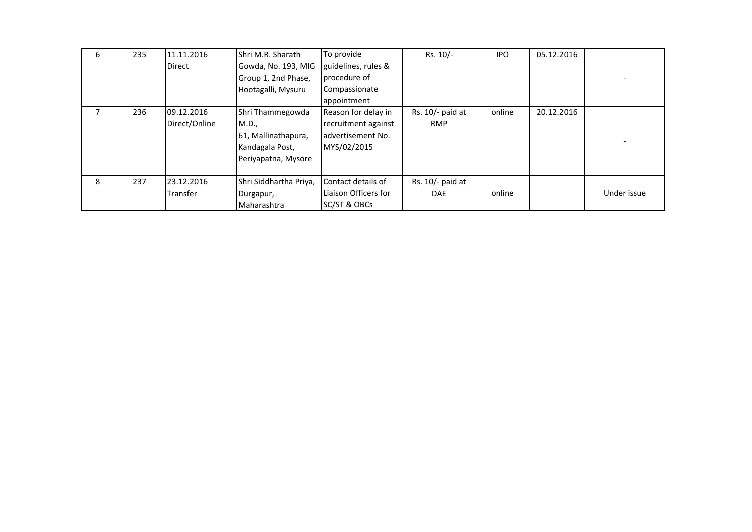| | | | | | | | | |
|---|---|---|---|---|---|---|---|---|
| 6 | 235 | 11.11.2016 Direct | Shri M.R. Sharath Gowda, No. 193, MIG Group 1, 2nd Phase, Hootagalli, Mysuru | To provide guidelines, rules & procedure of Compassionate appointment | Rs. 10/- | IPO | 05.12.2016 | - |
| 7 | 236 | 09.12.2016 Direct/Online | Shri Thammegowda M.D., 61, Mallinathapura, Kandagala Post, Periyapatna, Mysore | Reason for delay in recruitment against advertisement No. MYS/02/2015 | Rs. 10/- paid at RMP | online | 20.12.2016 | - |
| 8 | 237 | 23.12.2016 Transfer | Shri Siddhartha Priya, Durgapur, Maharashtra | Contact details of Liaison Officers for SC/ST & OBCs | Rs. 10/- paid at DAE | online | | Under issue |